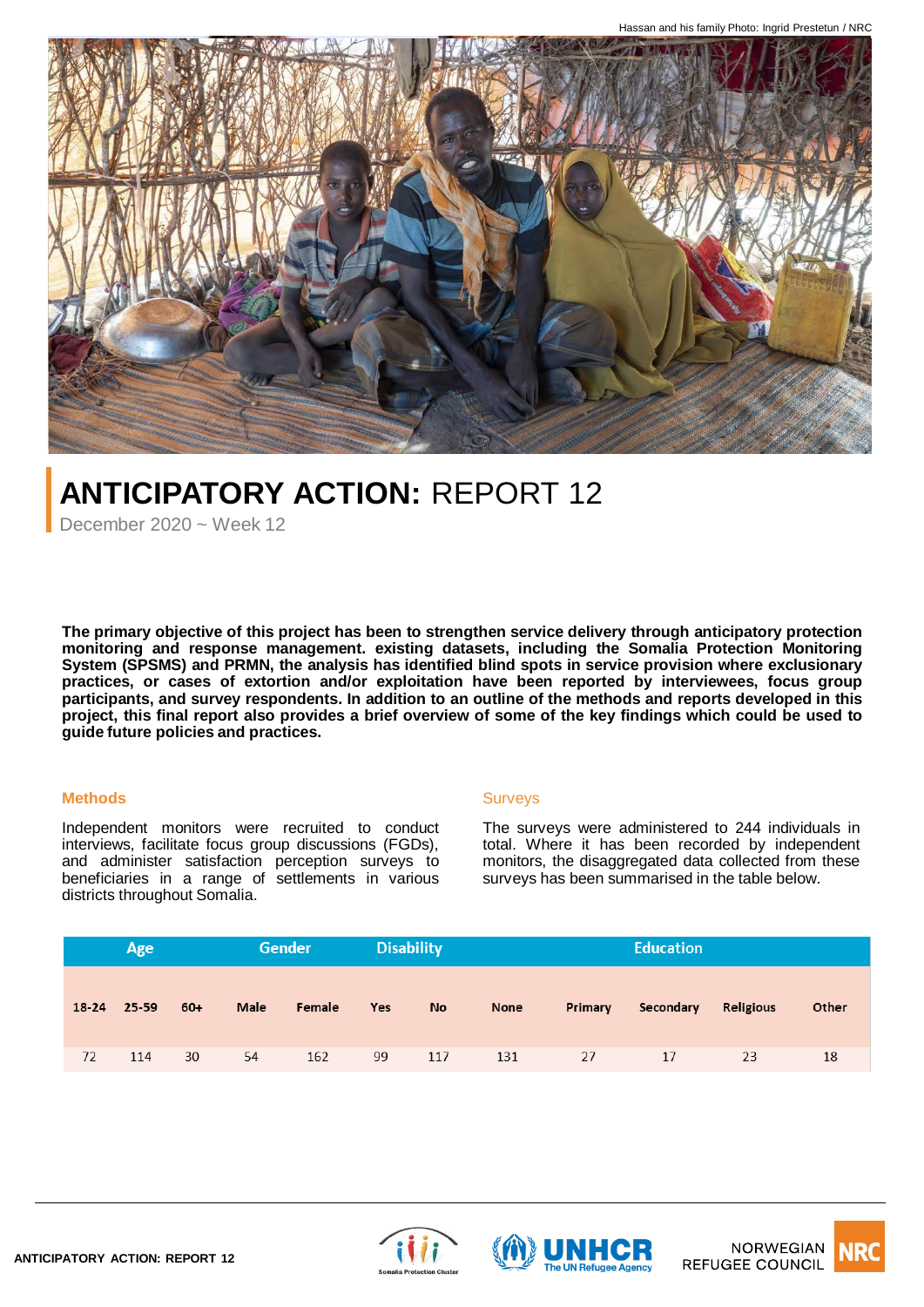Hassan and his family Photo: Ingrid Prestetun / NRC

# ANTICIPATORY ACTION: REPORT 12

December 2020 ~ Week 12

**The primary objective of this project has been to strengthen service delivery through anticipatory protection monitoring and response management. existing datasets, including the Somalia Protection Monitoring System (SPSMS) and PRMN, the analysis has identified blind spots in service provision where exclusionary practices, or cases of extortion and/or exploitation have been reported by interviewees, focus group participants, and survey respondents. In addition to an outline of the methods and reports developed in this project, this final report also provides a brief overview of some of the key findings which could be used to guide future policies and practices.**

## Methods

Independent monitors were recruited to conduct interviews, facilitate focus group discussions (FGDs), and administer satisfaction perception surveys to beneficiaries in a range of settlements in various districts throughout Somalia.

## Surveys

The surveys were administered to 244 individuals in total. Where it has been recorded by independent monitors, the disaggregated data collected from these surveys has been summarised in the table below.

| Age | | | Gender | | Disability | | Education | | | | |
|---|---|---|---|---|---|---|---|---|---|---|---|
| 18-24 | 25-59 | 60+ | Male | Female | Yes | No | None | Primary | Secondary | Religious | Other |
| 72 | 114 | 30 | 54 | 162 | 99 | 117 | 131 | 27 | 17 | 23 | 18 |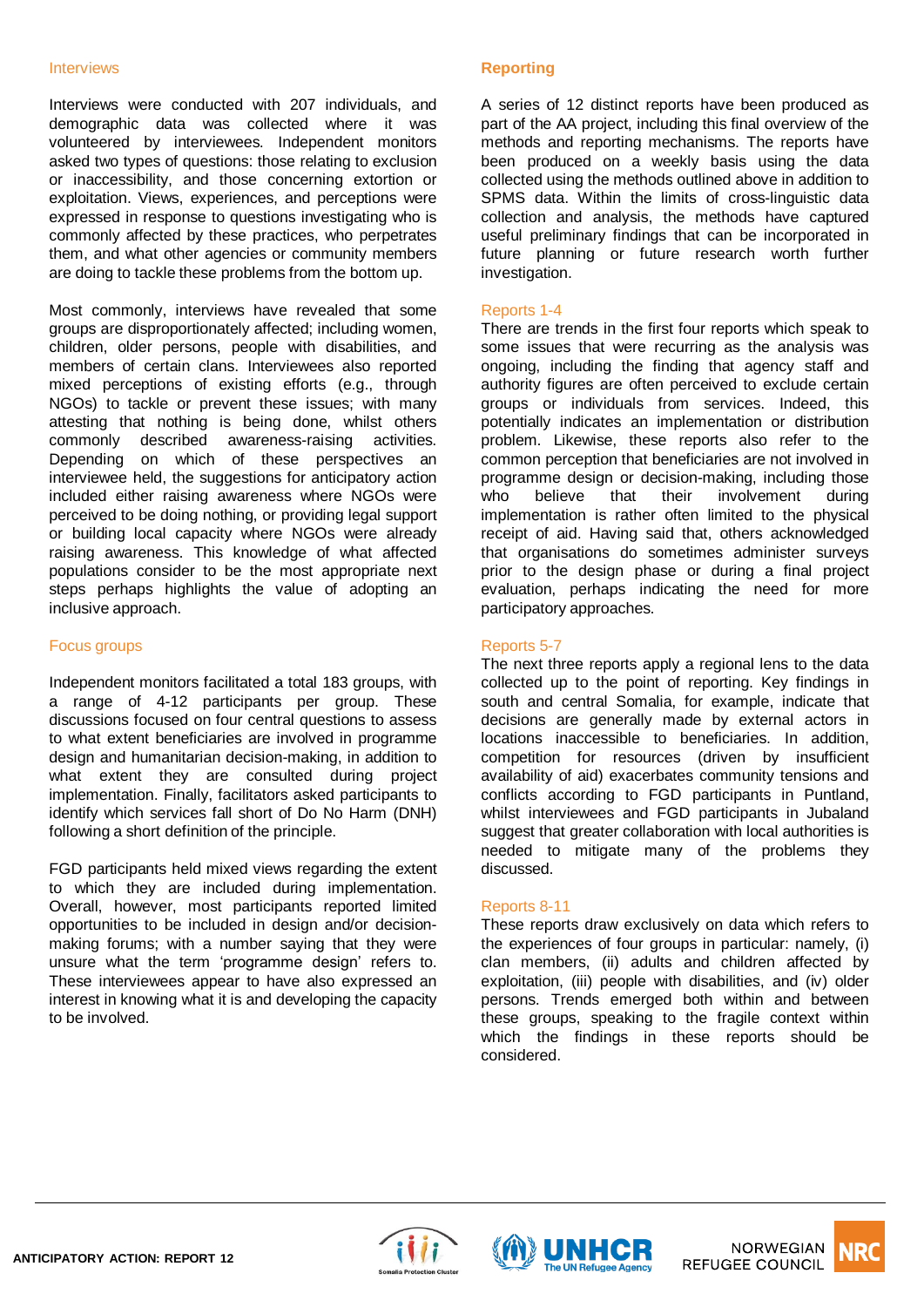### Interviews

Interviews were conducted with 207 individuals, and demographic data was collected where it was volunteered by interviewees. Independent monitors asked two types of questions: those relating to exclusion or inaccessibility, and those concerning extortion or exploitation. Views, experiences, and perceptions were expressed in response to questions investigating who is commonly affected by these practices, who perpetrates them, and what other agencies or community members are doing to tackle these problems from the bottom up.

Most commonly, interviews have revealed that some groups are disproportionately affected; including women, children, older persons, people with disabilities, and members of certain clans. Interviewees also reported mixed perceptions of existing efforts (e.g., through NGOs) to tackle or prevent these issues; with many attesting that nothing is being done, whilst others commonly described awareness-raising activities. Depending on which of these perspectives an interviewee held, the suggestions for anticipatory action included either raising awareness where NGOs were perceived to be doing nothing, or providing legal support or building local capacity where NGOs were already raising awareness. This knowledge of what affected populations consider to be the most appropriate next steps perhaps highlights the value of adopting an inclusive approach.

### Focus groups

Independent monitors facilitated a total 183 groups, with a range of 4-12 participants per group. These discussions focused on four central questions to assess to what extent beneficiaries are involved in programme design and humanitarian decision-making, in addition to what extent they are consulted during project implementation. Finally, facilitators asked participants to identify which services fall short of Do No Harm (DNH) following a short definition of the principle.

FGD participants held mixed views regarding the extent to which they are included during implementation. Overall, however, most participants reported limited opportunities to be included in design and/or decision-making forums; with a number saying that they were unsure what the term 'programme design' refers to. These interviewees appear to have also expressed an interest in knowing what it is and developing the capacity to be involved.

## Reporting

A series of 12 distinct reports have been produced as part of the AA project, including this final overview of the methods and reporting mechanisms. The reports have been produced on a weekly basis using the data collected using the methods outlined above in addition to SPMS data. Within the limits of cross-linguistic data collection and analysis, the methods have captured useful preliminary findings that can be incorporated in future planning or future research worth further investigation.

### Reports 1-4

There are trends in the first four reports which speak to some issues that were recurring as the analysis was ongoing, including the finding that agency staff and authority figures are often perceived to exclude certain groups or individuals from services. Indeed, this potentially indicates an implementation or distribution problem. Likewise, these reports also refer to the common perception that beneficiaries are not involved in programme design or decision-making, including those who believe that their involvement during implementation is rather often limited to the physical receipt of aid. Having said that, others acknowledged that organisations do sometimes administer surveys prior to the design phase or during a final project evaluation, perhaps indicating the need for more participatory approaches.

### Reports 5-7

The next three reports apply a regional lens to the data collected up to the point of reporting. Key findings in south and central Somalia, for example, indicate that decisions are generally made by external actors in locations inaccessible to beneficiaries. In addition, competition for resources (driven by insufficient availability of aid) exacerbates community tensions and conflicts according to FGD participants in Puntland, whilst interviewees and FGD participants in Jubaland suggest that greater collaboration with local authorities is needed to mitigate many of the problems they discussed.

### Reports 8-11

These reports draw exclusively on data which refers to the experiences of four groups in particular: namely, (i) clan members, (ii) adults and children affected by exploitation, (iii) people with disabilities, and (iv) older persons. Trends emerged both within and between these groups, speaking to the fragile context within which the findings in these reports should be considered.